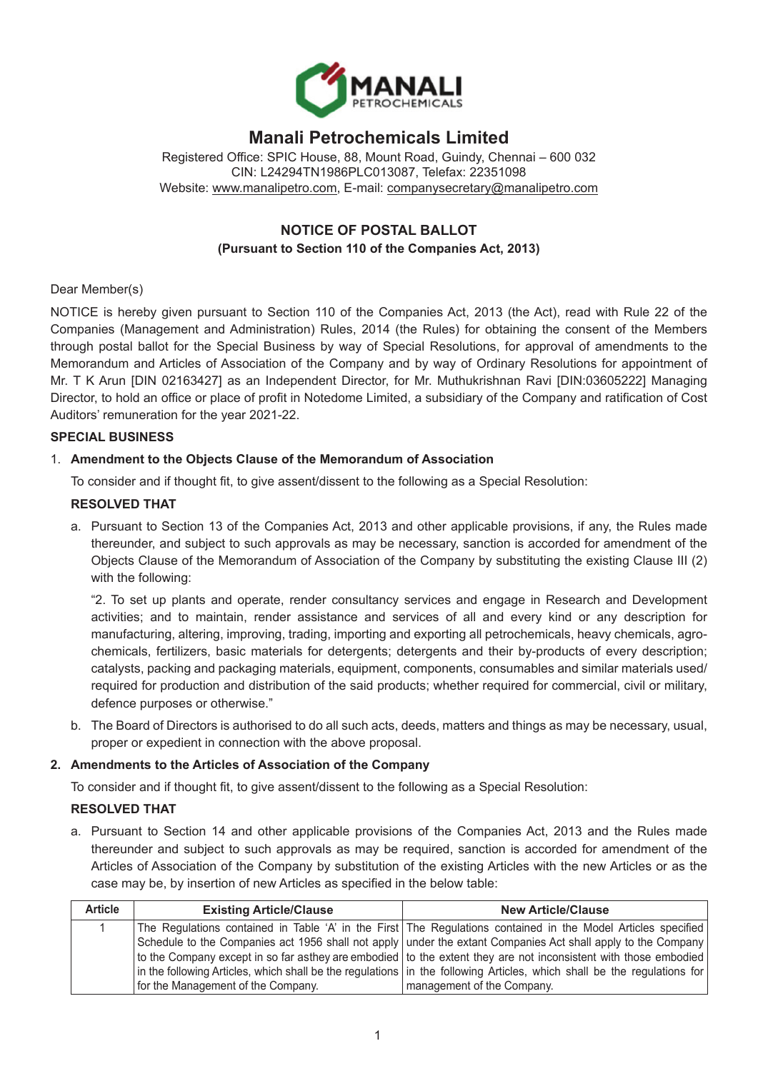# Manali Petrochemicals Limited

Registered Office: SPIC House, 88, Mount Road, Guindy, Chennai – 600 032
CIN: L24294TN1986PLC013087, Telefax: 22351098
Website: www.manalipetro.com, E-mail: companysecretary@manalipetro.com

## NOTICE OF POSTAL BALLOT

**(Pursuant to Section 110 of the Companies Act, 2013)**

Dear Member(s)

NOTICE is hereby given pursuant to Section 110 of the Companies Act, 2013 (the Act), read with Rule 22 of the Companies (Management and Administration) Rules, 2014 (the Rules) for obtaining the consent of the Members through postal ballot for the Special Business by way of Special Resolutions, for approval of amendments to the Memorandum and Articles of Association of the Company and by way of Ordinary Resolutions for appointment of Mr. T K Arun [DIN 02163427] as an Independent Director, for Mr. Muthukrishnan Ravi [DIN:03605222] Managing Director, to hold an office or place of profit in Notedome Limited, a subsidiary of the Company and ratification of Cost Auditors' remuneration for the year 2021-22.

**SPECIAL BUSINESS**

1. **Amendment to the Objects Clause of the Memorandum of Association**

   To consider and if thought fit, to give assent/dissent to the following as a Special Resolution:

   **RESOLVED THAT**

   a. Pursuant to Section 13 of the Companies Act, 2013 and other applicable provisions, if any, the Rules made thereunder, and subject to such approvals as may be necessary, sanction is accorded for amendment of the Objects Clause of the Memorandum of Association of the Company by substituting the existing Clause III (2) with the following:

      "2. To set up plants and operate, render consultancy services and engage in Research and Development activities; and to maintain, render assistance and services of all and every kind or any description for manufacturing, altering, improving, trading, importing and exporting all petrochemicals, heavy chemicals, agro-chemicals, fertilizers, basic materials for detergents; detergents and their by-products of every description; catalysts, packing and packaging materials, equipment, components, consumables and similar materials used/ required for production and distribution of the said products; whether required for commercial, civil or military, defence purposes or otherwise."

   b. The Board of Directors is authorised to do all such acts, deeds, matters and things as may be necessary, usual, proper or expedient in connection with the above proposal.

2. **Amendments to the Articles of Association of the Company**

   To consider and if thought fit, to give assent/dissent to the following as a Special Resolution:

   **RESOLVED THAT**

   a. Pursuant to Section 14 and other applicable provisions of the Companies Act, 2013 and the Rules made thereunder and subject to such approvals as may be required, sanction is accorded for amendment of the Articles of Association of the Company by substitution of the existing Articles with the new Articles or as the case may be, by insertion of new Articles as specified in the below table:

| Article | Existing Article/Clause | New Article/Clause |
|---|---|---|
| 1 | The Regulations contained in Table 'A' in the First Schedule to the Companies act 1956 shall not apply to the Company except in so far asthey are embodied in the following Articles, which shall be the regulations for the Management of the Company. | The Regulations contained in the Model Articles specified under the extant Companies Act shall apply to the Company to the extent they are not inconsistent with those embodied in the following Articles, which shall be the regulations for management of the Company. |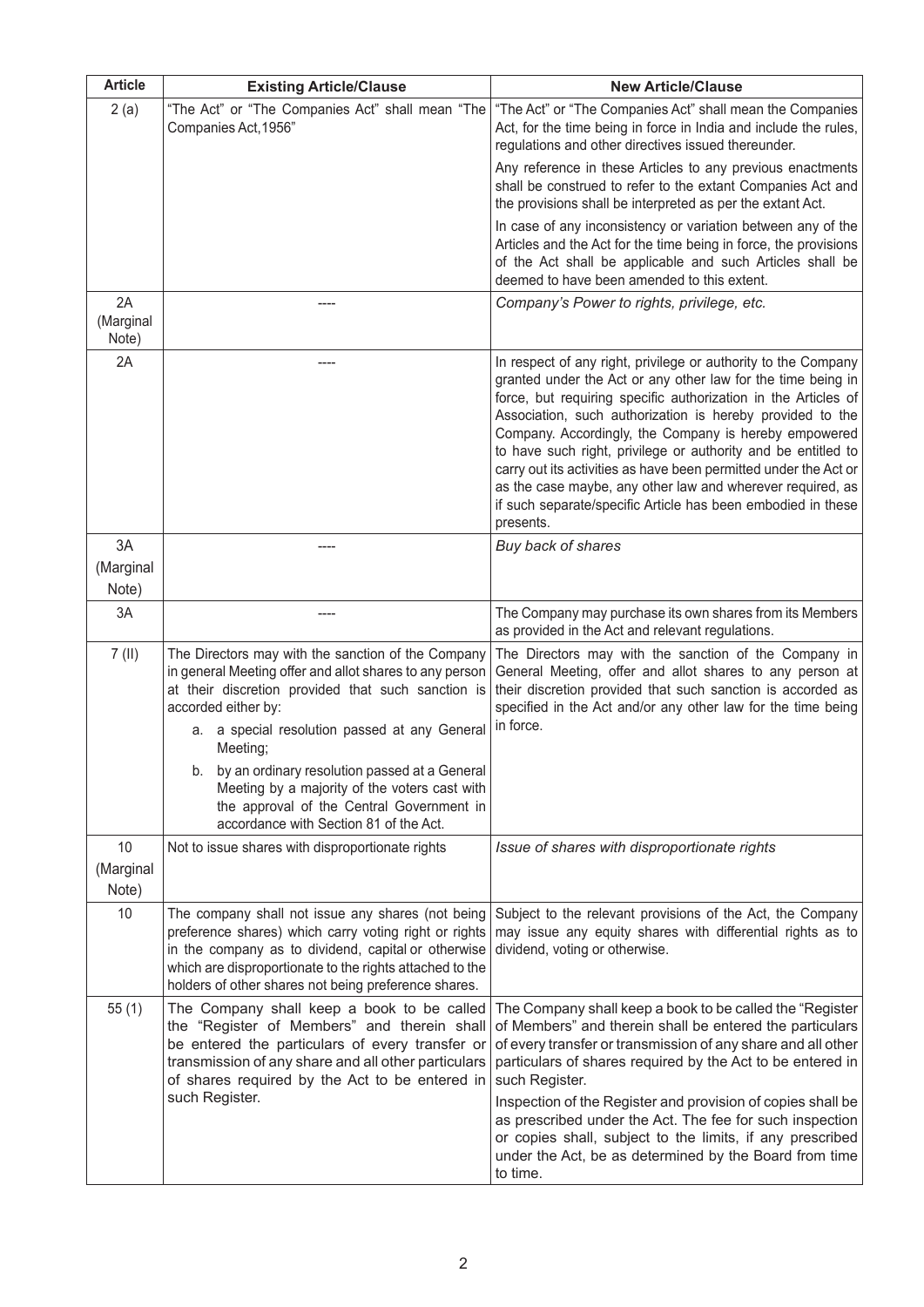| Article | Existing Article/Clause | New Article/Clause |
| --- | --- | --- |
| 2 (a) | "The Act" or "The Companies Act" shall mean "The Companies Act,1956" | "The Act" or "The Companies Act" shall mean the Companies Act, for the time being in force in India and include the rules, regulations and other directives issued thereunder.<br><br>Any reference in these Articles to any previous enactments shall be construed to refer to the extant Companies Act and the provisions shall be interpreted as per the extant Act.<br><br>In case of any inconsistency or variation between any of the Articles and the Act for the time being in force, the provisions of the Act shall be applicable and such Articles shall be deemed to have been amended to this extent. |
| 2A (Marginal Note) | ---- | *Company's Power to rights, privilege, etc.* |
| 2A | ---- | In respect of any right, privilege or authority to the Company granted under the Act or any other law for the time being in force, but requiring specific authorization in the Articles of Association, such authorization is hereby provided to the Company. Accordingly, the Company is hereby empowered to have such right, privilege or authority and be entitled to carry out its activities as have been permitted under the Act or as the case maybe, any other law and wherever required, as if such separate/specific Article has been embodied in these presents. |
| 3A (Marginal Note) | ---- | *Buy back of shares* |
| 3A | ---- | The Company may purchase its own shares from its Members as provided in the Act and relevant regulations. |
| 7 (II) | The Directors may with the sanction of the Company in general Meeting offer and allot shares to any person at their discretion provided that such sanction is accorded either by:<br>a. a special resolution passed at any General Meeting;<br>b. by an ordinary resolution passed at a General Meeting by a majority of the voters cast with the approval of the Central Government in accordance with Section 81 of the Act. | The Directors may with the sanction of the Company in General Meeting, offer and allot shares to any person at their discretion provided that such sanction is accorded as specified in the Act and/or any other law for the time being in force. |
| 10 (Marginal Note) | Not to issue shares with disproportionate rights | *Issue of shares with disproportionate rights* |
| 10 | The company shall not issue any shares (not being preference shares) which carry voting right or rights in the company as to dividend, capital or otherwise which are disproportionate to the rights attached to the holders of other shares not being preference shares. | Subject to the relevant provisions of the Act, the Company may issue any equity shares with differential rights as to dividend, voting or otherwise. |
| 55 (1) | The Company shall keep a book to be called the "Register of Members" and therein shall be entered the particulars of every transfer or transmission of any share and all other particulars of shares required by the Act to be entered in such Register. | The Company shall keep a book to be called the "Register of Members" and therein shall be entered the particulars of every transfer or transmission of any share and all other particulars of shares required by the Act to be entered in such Register.<br><br>Inspection of the Register and provision of copies shall be as prescribed under the Act. The fee for such inspection or copies shall, subject to the limits, if any prescribed under the Act, be as determined by the Board from time to time. |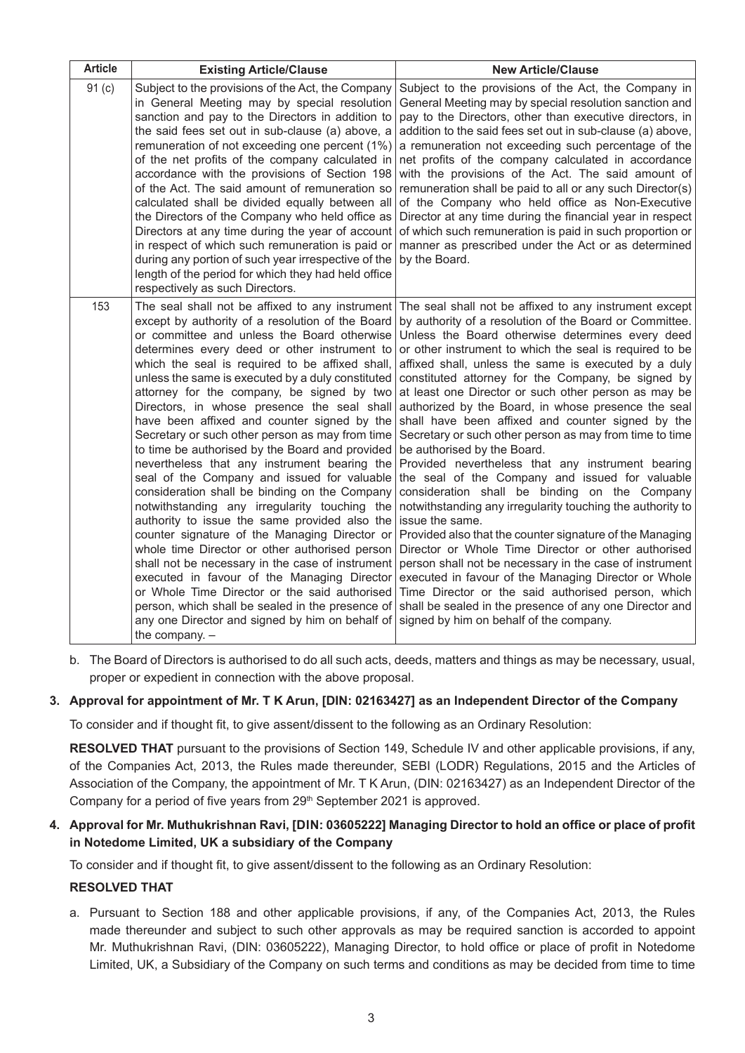| Article | Existing Article/Clause | New Article/Clause |
|---|---|---|
| 91 (c) | Subject to the provisions of the Act, the Company in General Meeting may by special resolution sanction and pay to the Directors in addition to the said fees set out in sub-clause (a) above, a remuneration of not exceeding one percent (1%) of the net profits of the company calculated in accordance with the provisions of Section 198 of the Act. The said amount of remuneration so calculated shall be divided equally between all the Directors of the Company who held office as Directors at any time during the year of account in respect of which such remuneration is paid or during any portion of such year irrespective of the length of the period for which they had held office respectively as such Directors. | Subject to the provisions of the Act, the Company in General Meeting may by special resolution sanction and pay to the Directors, other than executive directors, in addition to the said fees set out in sub-clause (a) above, a remuneration not exceeding such percentage of the net profits of the company calculated in accordance with the provisions of the Act. The said amount of remuneration shall be paid to all or any such Director(s) of the Company who held office as Non-Executive Director at any time during the financial year in respect of which such remuneration is paid in such proportion or manner as prescribed under the Act or as determined by the Board. |
| 153 | The seal shall not be affixed to any instrument except by authority of a resolution of the Board or committee and unless the Board otherwise determines every deed or other instrument to which the seal is required to be affixed shall, unless the same is executed by a duly constituted attorney for the company, be signed by two Directors, in whose presence the seal shall have been affixed and counter signed by the Secretary or such other person as may from time to time be authorised by the Board and provided nevertheless that any instrument bearing the seal of the Company and issued for valuable consideration shall be binding on the Company notwithstanding any irregularity touching the authority to issue the same provided also the counter signature of the Managing Director or whole time Director or other authorised person shall not be necessary in the case of instrument executed in favour of the Managing Director or Whole Time Director or the said authorised person, which shall be sealed in the presence of any one Director and signed by him on behalf of the company. – | The seal shall not be affixed to any instrument except by authority of a resolution of the Board or Committee. Unless the Board otherwise determines every deed or other instrument to which the seal is required to be affixed shall, unless the same is executed by a duly constituted attorney for the Company, be signed by at least one Director or such other person as may be authorized by the Board, in whose presence the seal shall have been affixed and counter signed by the Secretary or such other person as may from time to time be authorised by the Board.<br>Provided nevertheless that any instrument bearing the seal of the Company and issued for valuable consideration shall be binding on the Company notwithstanding any irregularity touching the authority to issue the same.<br>Provided also that the counter signature of the Managing Director or Whole Time Director or other authorised person shall not be necessary in the case of instrument executed in favour of the Managing Director or Whole Time Director or the said authorised person, which shall be sealed in the presence of any one Director and signed by him on behalf of the company. |

b. The Board of Directors is authorised to do all such acts, deeds, matters and things as may be necessary, usual, proper or expedient in connection with the above proposal.

**3. Approval for appointment of Mr. T K Arun, [DIN: 02163427] as an Independent Director of the Company**

To consider and if thought fit, to give assent/dissent to the following as an Ordinary Resolution:

**RESOLVED THAT** pursuant to the provisions of Section 149, Schedule IV and other applicable provisions, if any, of the Companies Act, 2013, the Rules made thereunder, SEBI (LODR) Regulations, 2015 and the Articles of Association of the Company, the appointment of Mr. T K Arun, (DIN: 02163427) as an Independent Director of the Company for a period of five years from 29th September 2021 is approved.

**4. Approval for Mr. Muthukrishnan Ravi, [DIN: 03605222] Managing Director to hold an office or place of profit in Notedome Limited, UK a subsidiary of the Company**

To consider and if thought fit, to give assent/dissent to the following as an Ordinary Resolution:

**RESOLVED THAT**

a. Pursuant to Section 188 and other applicable provisions, if any, of the Companies Act, 2013, the Rules made thereunder and subject to such other approvals as may be required sanction is accorded to appoint Mr. Muthukrishnan Ravi, (DIN: 03605222), Managing Director, to hold office or place of profit in Notedome Limited, UK, a Subsidiary of the Company on such terms and conditions as may be decided from time to time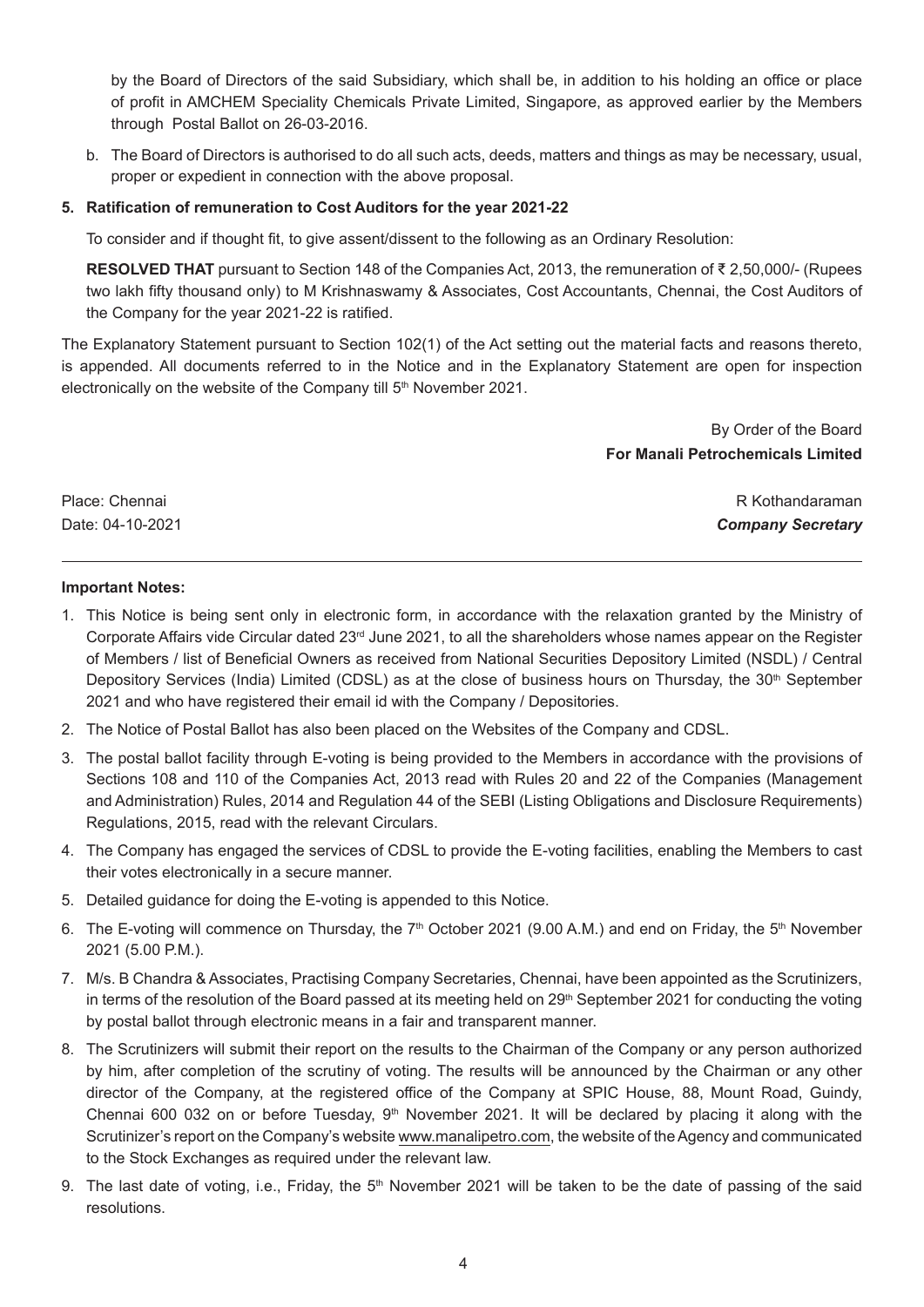by the Board of Directors of the said Subsidiary, which shall be, in addition to his holding an office or place of profit in AMCHEM Speciality Chemicals Private Limited, Singapore, as approved earlier by the Members through Postal Ballot on 26-03-2016.

b. The Board of Directors is authorised to do all such acts, deeds, matters and things as may be necessary, usual, proper or expedient in connection with the above proposal.

**5. Ratification of remuneration to Cost Auditors for the year 2021-22**

To consider and if thought fit, to give assent/dissent to the following as an Ordinary Resolution:

**RESOLVED THAT** pursuant to Section 148 of the Companies Act, 2013, the remuneration of ₹ 2,50,000/- (Rupees two lakh fifty thousand only) to M Krishnaswamy & Associates, Cost Accountants, Chennai, the Cost Auditors of the Company for the year 2021-22 is ratified.

The Explanatory Statement pursuant to Section 102(1) of the Act setting out the material facts and reasons thereto, is appended. All documents referred to in the Notice and in the Explanatory Statement are open for inspection electronically on the website of the Company till 5th November 2021.

By Order of the Board
**For Manali Petrochemicals Limited**

Place: Chennai
Date: 04-10-2021

R Kothandaraman
***Company Secretary***

---

**Important Notes:**

1. This Notice is being sent only in electronic form, in accordance with the relaxation granted by the Ministry of Corporate Affairs vide Circular dated 23rd June 2021, to all the shareholders whose names appear on the Register of Members / list of Beneficial Owners as received from National Securities Depository Limited (NSDL) / Central Depository Services (India) Limited (CDSL) as at the close of business hours on Thursday, the 30th September 2021 and who have registered their email id with the Company / Depositories.
2. The Notice of Postal Ballot has also been placed on the Websites of the Company and CDSL.
3. The postal ballot facility through E-voting is being provided to the Members in accordance with the provisions of Sections 108 and 110 of the Companies Act, 2013 read with Rules 20 and 22 of the Companies (Management and Administration) Rules, 2014 and Regulation 44 of the SEBI (Listing Obligations and Disclosure Requirements) Regulations, 2015, read with the relevant Circulars.
4. The Company has engaged the services of CDSL to provide the E-voting facilities, enabling the Members to cast their votes electronically in a secure manner.
5. Detailed guidance for doing the E-voting is appended to this Notice.
6. The E-voting will commence on Thursday, the 7th October 2021 (9.00 A.M.) and end on Friday, the 5th November 2021 (5.00 P.M.).
7. M/s. B Chandra & Associates, Practising Company Secretaries, Chennai, have been appointed as the Scrutinizers, in terms of the resolution of the Board passed at its meeting held on 29th September 2021 for conducting the voting by postal ballot through electronic means in a fair and transparent manner.
8. The Scrutinizers will submit their report on the results to the Chairman of the Company or any person authorized by him, after completion of the scrutiny of voting. The results will be announced by the Chairman or any other director of the Company, at the registered office of the Company at SPIC House, 88, Mount Road, Guindy, Chennai 600 032 on or before Tuesday, 9th November 2021. It will be declared by placing it along with the Scrutinizer's report on the Company's website www.manalipetro.com, the website of the Agency and communicated to the Stock Exchanges as required under the relevant law.
9. The last date of voting, i.e., Friday, the 5th November 2021 will be taken to be the date of passing of the said resolutions.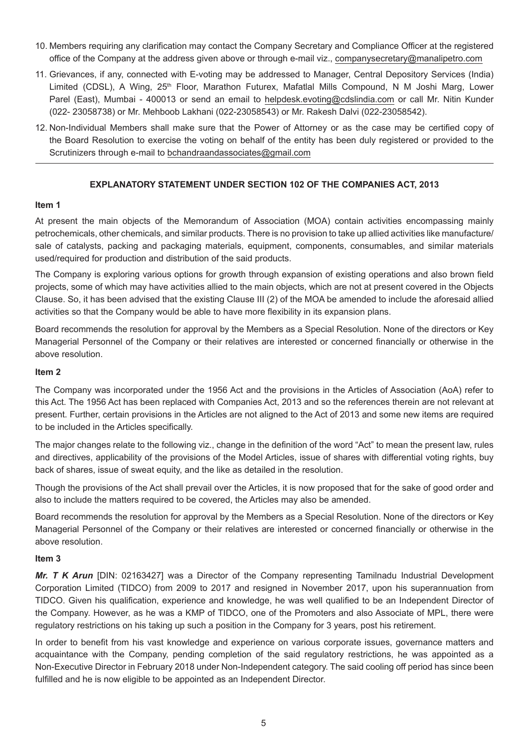10. Members requiring any clarification may contact the Company Secretary and Compliance Officer at the registered office of the Company at the address given above or through e-mail viz., companysecretary@manalipetro.com
11. Grievances, if any, connected with E-voting may be addressed to Manager, Central Depository Services (India) Limited (CDSL), A Wing, 25th Floor, Marathon Futurex, Mafatlal Mills Compound, N M Joshi Marg, Lower Parel (East), Mumbai - 400013 or send an email to helpdesk.evoting@cdslindia.com or call Mr. Nitin Kunder (022- 23058738) or Mr. Mehboob Lakhani (022-23058543) or Mr. Rakesh Dalvi (022-23058542).
12. Non-Individual Members shall make sure that the Power of Attorney or as the case may be certified copy of the Board Resolution to exercise the voting on behalf of the entity has been duly registered or provided to the Scrutinizers through e-mail to bchandraandassociates@gmail.com

---

## EXPLANATORY STATEMENT UNDER SECTION 102 OF THE COMPANIES ACT, 2013

### Item 1

At present the main objects of the Memorandum of Association (MOA) contain activities encompassing mainly petrochemicals, other chemicals, and similar products. There is no provision to take up allied activities like manufacture/ sale of catalysts, packing and packaging materials, equipment, components, consumables, and similar materials used/required for production and distribution of the said products.

The Company is exploring various options for growth through expansion of existing operations and also brown field projects, some of which may have activities allied to the main objects, which are not at present covered in the Objects Clause. So, it has been advised that the existing Clause III (2) of the MOA be amended to include the aforesaid allied activities so that the Company would be able to have more flexibility in its expansion plans.

Board recommends the resolution for approval by the Members as a Special Resolution. None of the directors or Key Managerial Personnel of the Company or their relatives are interested or concerned financially or otherwise in the above resolution.

### Item 2

The Company was incorporated under the 1956 Act and the provisions in the Articles of Association (AoA) refer to this Act. The 1956 Act has been replaced with Companies Act, 2013 and so the references therein are not relevant at present. Further, certain provisions in the Articles are not aligned to the Act of 2013 and some new items are required to be included in the Articles specifically.

The major changes relate to the following viz., change in the definition of the word "Act" to mean the present law, rules and directives, applicability of the provisions of the Model Articles, issue of shares with differential voting rights, buy back of shares, issue of sweat equity, and the like as detailed in the resolution.

Though the provisions of the Act shall prevail over the Articles, it is now proposed that for the sake of good order and also to include the matters required to be covered, the Articles may also be amended.

Board recommends the resolution for approval by the Members as a Special Resolution. None of the directors or Key Managerial Personnel of the Company or their relatives are interested or concerned financially or otherwise in the above resolution.

### Item 3

***Mr. T K Arun*** [DIN: 02163427] was a Director of the Company representing Tamilnadu Industrial Development Corporation Limited (TIDCO) from 2009 to 2017 and resigned in November 2017, upon his superannuation from TIDCO. Given his qualification, experience and knowledge, he was well qualified to be an Independent Director of the Company. However, as he was a KMP of TIDCO, one of the Promoters and also Associate of MPL, there were regulatory restrictions on his taking up such a position in the Company for 3 years, post his retirement.

In order to benefit from his vast knowledge and experience on various corporate issues, governance matters and acquaintance with the Company, pending completion of the said regulatory restrictions, he was appointed as a Non-Executive Director in February 2018 under Non-Independent category. The said cooling off period has since been fulfilled and he is now eligible to be appointed as an Independent Director.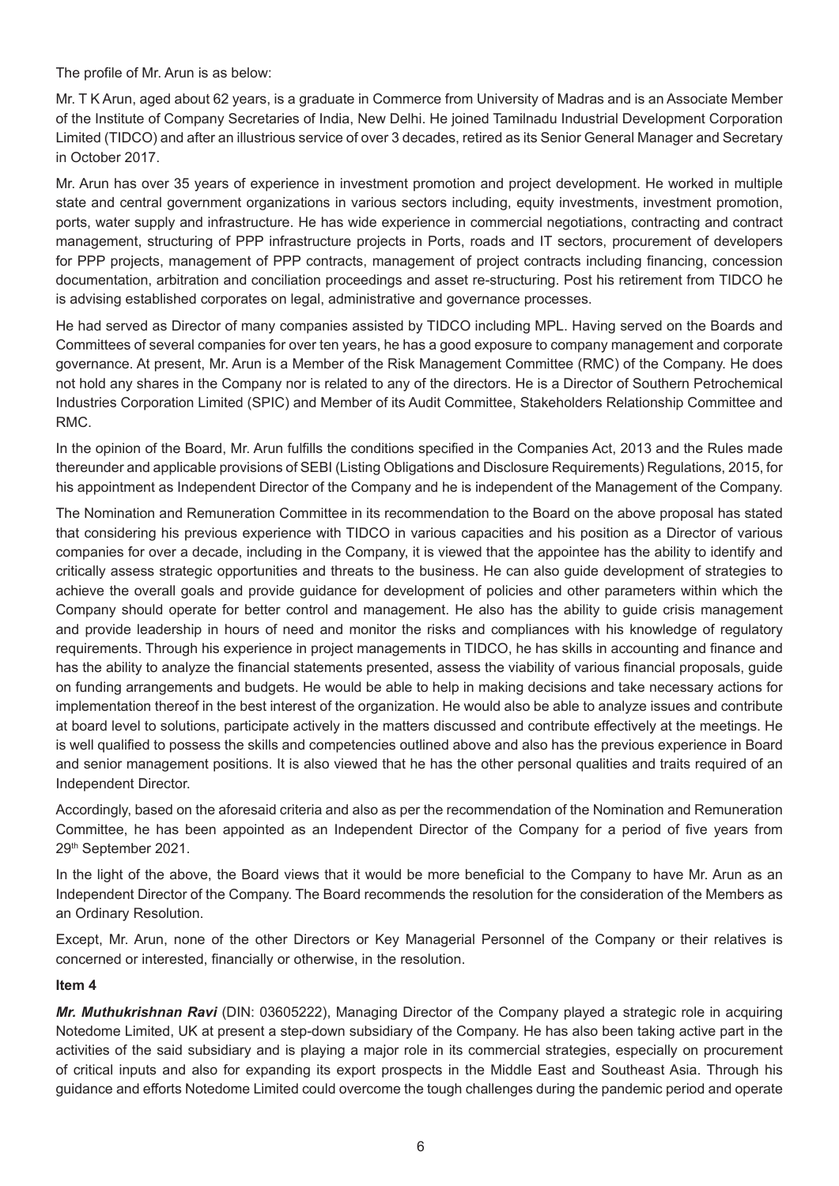The profile of Mr. Arun is as below:

Mr. T K Arun, aged about 62 years, is a graduate in Commerce from University of Madras and is an Associate Member of the Institute of Company Secretaries of India, New Delhi. He joined Tamilnadu Industrial Development Corporation Limited (TIDCO) and after an illustrious service of over 3 decades, retired as its Senior General Manager and Secretary in October 2017.

Mr. Arun has over 35 years of experience in investment promotion and project development. He worked in multiple state and central government organizations in various sectors including, equity investments, investment promotion, ports, water supply and infrastructure. He has wide experience in commercial negotiations, contracting and contract management, structuring of PPP infrastructure projects in Ports, roads and IT sectors, procurement of developers for PPP projects, management of PPP contracts, management of project contracts including financing, concession documentation, arbitration and conciliation proceedings and asset re-structuring. Post his retirement from TIDCO he is advising established corporates on legal, administrative and governance processes.

He had served as Director of many companies assisted by TIDCO including MPL. Having served on the Boards and Committees of several companies for over ten years, he has a good exposure to company management and corporate governance. At present, Mr. Arun is a Member of the Risk Management Committee (RMC) of the Company. He does not hold any shares in the Company nor is related to any of the directors. He is a Director of Southern Petrochemical Industries Corporation Limited (SPIC) and Member of its Audit Committee, Stakeholders Relationship Committee and RMC.

In the opinion of the Board, Mr. Arun fulfills the conditions specified in the Companies Act, 2013 and the Rules made thereunder and applicable provisions of SEBI (Listing Obligations and Disclosure Requirements) Regulations, 2015, for his appointment as Independent Director of the Company and he is independent of the Management of the Company.

The Nomination and Remuneration Committee in its recommendation to the Board on the above proposal has stated that considering his previous experience with TIDCO in various capacities and his position as a Director of various companies for over a decade, including in the Company, it is viewed that the appointee has the ability to identify and critically assess strategic opportunities and threats to the business. He can also guide development of strategies to achieve the overall goals and provide guidance for development of policies and other parameters within which the Company should operate for better control and management. He also has the ability to guide crisis management and provide leadership in hours of need and monitor the risks and compliances with his knowledge of regulatory requirements. Through his experience in project managements in TIDCO, he has skills in accounting and finance and has the ability to analyze the financial statements presented, assess the viability of various financial proposals, guide on funding arrangements and budgets. He would be able to help in making decisions and take necessary actions for implementation thereof in the best interest of the organization. He would also be able to analyze issues and contribute at board level to solutions, participate actively in the matters discussed and contribute effectively at the meetings. He is well qualified to possess the skills and competencies outlined above and also has the previous experience in Board and senior management positions. It is also viewed that he has the other personal qualities and traits required of an Independent Director.

Accordingly, based on the aforesaid criteria and also as per the recommendation of the Nomination and Remuneration Committee, he has been appointed as an Independent Director of the Company for a period of five years from 29th September 2021.

In the light of the above, the Board views that it would be more beneficial to the Company to have Mr. Arun as an Independent Director of the Company. The Board recommends the resolution for the consideration of the Members as an Ordinary Resolution.

Except, Mr. Arun, none of the other Directors or Key Managerial Personnel of the Company or their relatives is concerned or interested, financially or otherwise, in the resolution.

**Item 4**

***Mr. Muthukrishnan Ravi*** (DIN: 03605222), Managing Director of the Company played a strategic role in acquiring Notedome Limited, UK at present a step-down subsidiary of the Company. He has also been taking active part in the activities of the said subsidiary and is playing a major role in its commercial strategies, especially on procurement of critical inputs and also for expanding its export prospects in the Middle East and Southeast Asia. Through his guidance and efforts Notedome Limited could overcome the tough challenges during the pandemic period and operate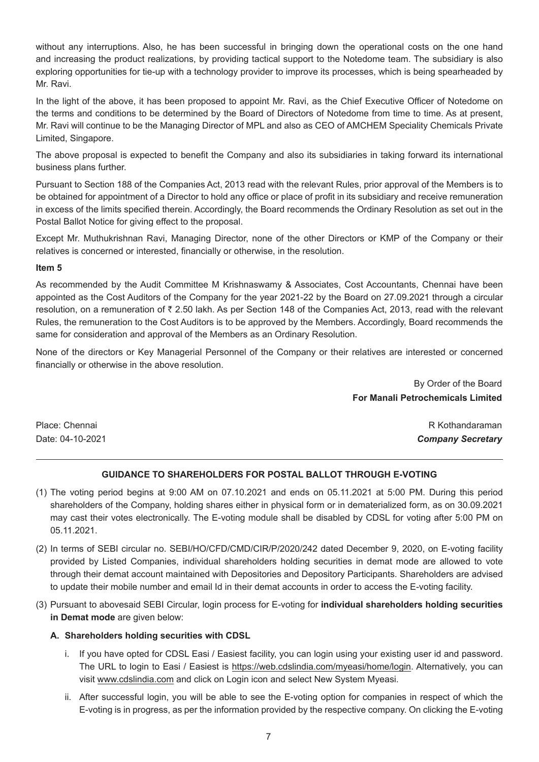without any interruptions. Also, he has been successful in bringing down the operational costs on the one hand and increasing the product realizations, by providing tactical support to the Notedome team. The subsidiary is also exploring opportunities for tie-up with a technology provider to improve its processes, which is being spearheaded by Mr. Ravi.

In the light of the above, it has been proposed to appoint Mr. Ravi, as the Chief Executive Officer of Notedome on the terms and conditions to be determined by the Board of Directors of Notedome from time to time. As at present, Mr. Ravi will continue to be the Managing Director of MPL and also as CEO of AMCHEM Speciality Chemicals Private Limited, Singapore.

The above proposal is expected to benefit the Company and also its subsidiaries in taking forward its international business plans further.

Pursuant to Section 188 of the Companies Act, 2013 read with the relevant Rules, prior approval of the Members is to be obtained for appointment of a Director to hold any office or place of profit in its subsidiary and receive remuneration in excess of the limits specified therein. Accordingly, the Board recommends the Ordinary Resolution as set out in the Postal Ballot Notice for giving effect to the proposal.

Except Mr. Muthukrishnan Ravi, Managing Director, none of the other Directors or KMP of the Company or their relatives is concerned or interested, financially or otherwise, in the resolution.

**Item 5**

As recommended by the Audit Committee M Krishnaswamy & Associates, Cost Accountants, Chennai have been appointed as the Cost Auditors of the Company for the year 2021-22 by the Board on 27.09.2021 through a circular resolution, on a remuneration of ₹ 2.50 lakh. As per Section 148 of the Companies Act, 2013, read with the relevant Rules, the remuneration to the Cost Auditors is to be approved by the Members. Accordingly, Board recommends the same for consideration and approval of the Members as an Ordinary Resolution.

None of the directors or Key Managerial Personnel of the Company or their relatives are interested or concerned financially or otherwise in the above resolution.

By Order of the Board
**For Manali Petrochemicals Limited**

Place: Chennai
Date: 04-10-2021

R Kothandaraman
***Company Secretary***

---

**GUIDANCE TO SHAREHOLDERS FOR POSTAL BALLOT THROUGH E-VOTING**

(1) The voting period begins at 9:00 AM on 07.10.2021 and ends on 05.11.2021 at 5:00 PM. During this period shareholders of the Company, holding shares either in physical form or in dematerialized form, as on 30.09.2021 may cast their votes electronically. The E-voting module shall be disabled by CDSL for voting after 5:00 PM on 05.11.2021.

(2) In terms of SEBI circular no. SEBI/HO/CFD/CMD/CIR/P/2020/242 dated December 9, 2020, on E-voting facility provided by Listed Companies, individual shareholders holding securities in demat mode are allowed to vote through their demat account maintained with Depositories and Depository Participants. Shareholders are advised to update their mobile number and email Id in their demat accounts in order to access the E-voting facility.

(3) Pursuant to abovesaid SEBI Circular, login process for E-voting for **individual shareholders holding securities in Demat mode** are given below:

**A. Shareholders holding securities with CDSL**

i. If you have opted for CDSL Easi / Easiest facility, you can login using your existing user id and password. The URL to login to Easi / Easiest is https://web.cdslindia.com/myeasi/home/login. Alternatively, you can visit www.cdslindia.com and click on Login icon and select New System Myeasi.

ii. After successful login, you will be able to see the E-voting option for companies in respect of which the E-voting is in progress, as per the information provided by the respective company. On clicking the E-voting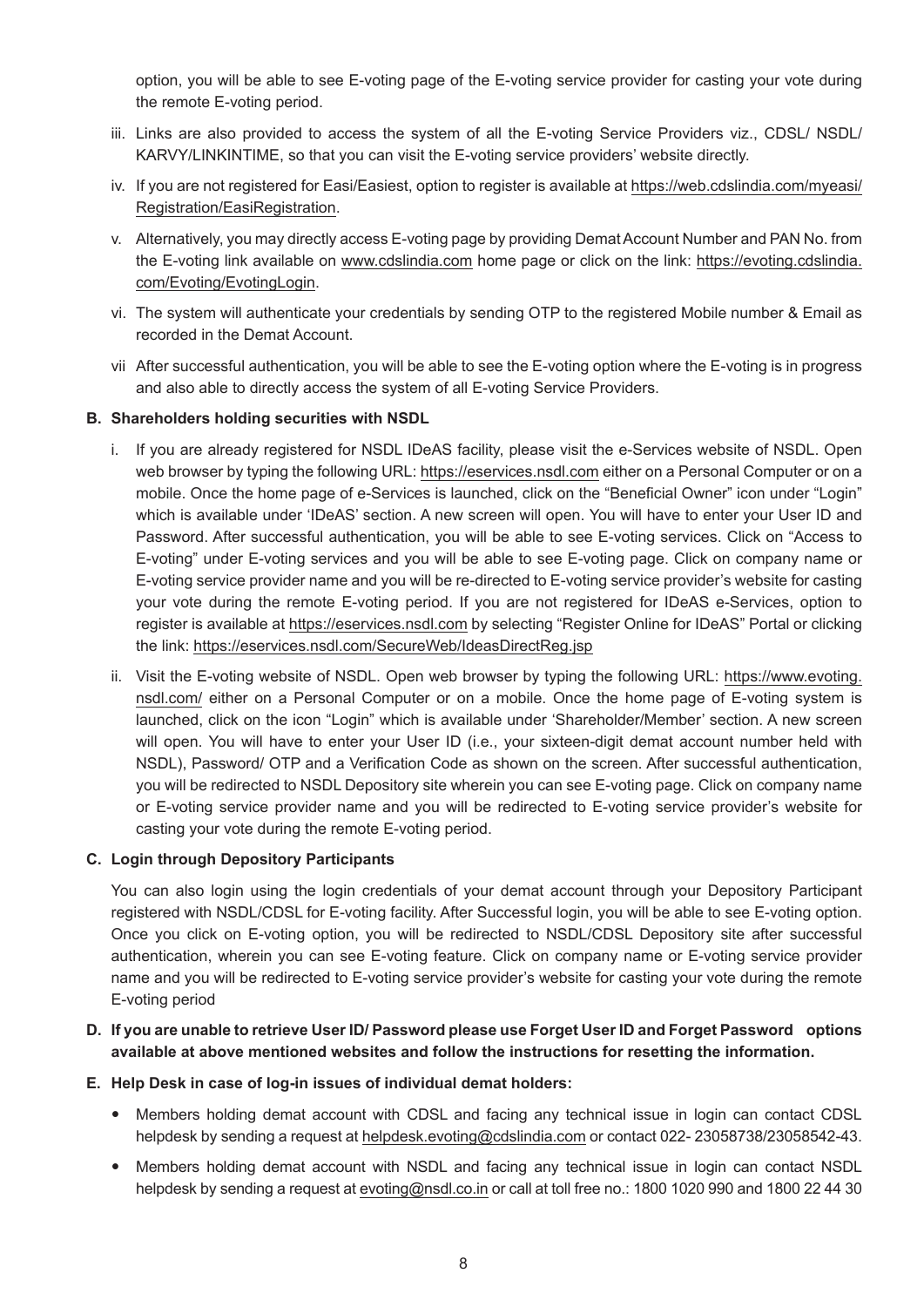option, you will be able to see E-voting page of the E-voting service provider for casting your vote during the remote E-voting period.

iii. Links are also provided to access the system of all the E-voting Service Providers viz., CDSL/ NSDL/ KARVY/LINKINTIME, so that you can visit the E-voting service providers' website directly.

iv. If you are not registered for Easi/Easiest, option to register is available at https://web.cdslindia.com/myeasi/Registration/EasiRegistration.

v. Alternatively, you may directly access E-voting page by providing Demat Account Number and PAN No. from the E-voting link available on www.cdslindia.com home page or click on the link: https://evoting.cdslindia.com/Evoting/EvotingLogin.

vi. The system will authenticate your credentials by sending OTP to the registered Mobile number & Email as recorded in the Demat Account.

vii After successful authentication, you will be able to see the E-voting option where the E-voting is in progress and also able to directly access the system of all E-voting Service Providers.

**B. Shareholders holding securities with NSDL**

i. If you are already registered for NSDL IDeAS facility, please visit the e-Services website of NSDL. Open web browser by typing the following URL: https://eservices.nsdl.com either on a Personal Computer or on a mobile. Once the home page of e-Services is launched, click on the "Beneficial Owner" icon under "Login" which is available under 'IDeAS' section. A new screen will open. You will have to enter your User ID and Password. After successful authentication, you will be able to see E-voting services. Click on "Access to E-voting" under E-voting services and you will be able to see E-voting page. Click on company name or E-voting service provider name and you will be re-directed to E-voting service provider's website for casting your vote during the remote E-voting period. If you are not registered for IDeAS e-Services, option to register is available at https://eservices.nsdl.com by selecting "Register Online for IDeAS" Portal or clicking the link: https://eservices.nsdl.com/SecureWeb/IdeasDirectReg.jsp

ii. Visit the E-voting website of NSDL. Open web browser by typing the following URL: https://www.evoting.nsdl.com/ either on a Personal Computer or on a mobile. Once the home page of E-voting system is launched, click on the icon "Login" which is available under 'Shareholder/Member' section. A new screen will open. You will have to enter your User ID (i.e., your sixteen-digit demat account number held with NSDL), Password/ OTP and a Verification Code as shown on the screen. After successful authentication, you will be redirected to NSDL Depository site wherein you can see E-voting page. Click on company name or E-voting service provider name and you will be redirected to E-voting service provider's website for casting your vote during the remote E-voting period.

**C. Login through Depository Participants**

You can also login using the login credentials of your demat account through your Depository Participant registered with NSDL/CDSL for E-voting facility. After Successful login, you will be able to see E-voting option. Once you click on E-voting option, you will be redirected to NSDL/CDSL Depository site after successful authentication, wherein you can see E-voting feature. Click on company name or E-voting service provider name and you will be redirected to E-voting service provider's website for casting your vote during the remote E-voting period

**D. If you are unable to retrieve User ID/ Password please use Forget User ID and Forget Password options available at above mentioned websites and follow the instructions for resetting the information.**

**E. Help Desk in case of log-in issues of individual demat holders:**

- Members holding demat account with CDSL and facing any technical issue in login can contact CDSL helpdesk by sending a request at helpdesk.evoting@cdslindia.com or contact 022- 23058738/23058542-43.
- Members holding demat account with NSDL and facing any technical issue in login can contact NSDL helpdesk by sending a request at evoting@nsdl.co.in or call at toll free no.: 1800 1020 990 and 1800 22 44 30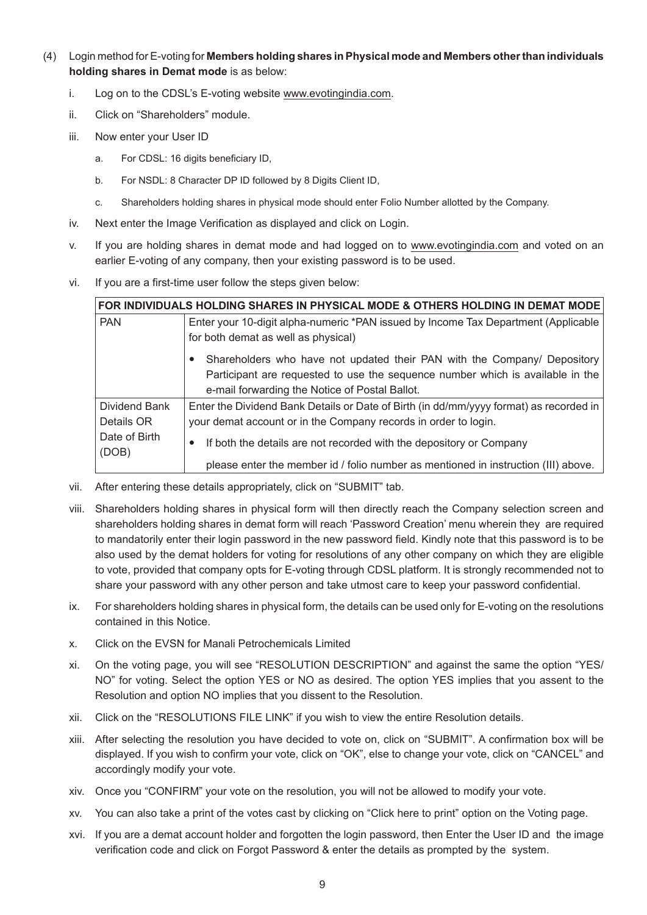(4) Login method for E-voting for **Members holding shares in Physical mode and Members other than individuals holding shares in Demat mode** is as below:

i. Log on to the CDSL's E-voting website www.evotingindia.com.

ii. Click on "Shareholders" module.

iii. Now enter your User ID

a. For CDSL: 16 digits beneficiary ID,

b. For NSDL: 8 Character DP ID followed by 8 Digits Client ID,

c. Shareholders holding shares in physical mode should enter Folio Number allotted by the Company.

iv. Next enter the Image Verification as displayed and click on Login.

v. If you are holding shares in demat mode and had logged on to www.evotingindia.com and voted on an earlier E-voting of any company, then your existing password is to be used.

vi. If you are a first-time user follow the steps given below:

| FOR INDIVIDUALS HOLDING SHARES IN PHYSICAL MODE & OTHERS HOLDING IN DEMAT MODE | |
|---|---|
| PAN | Enter your 10-digit alpha-numeric *PAN issued by Income Tax Department (Applicable for both demat as well as physical)<br>• Shareholders who have not updated their PAN with the Company/ Depository Participant are requested to use the sequence number which is available in the e-mail forwarding the Notice of Postal Ballot. |
| Dividend Bank Details OR Date of Birth (DOB) | Enter the Dividend Bank Details or Date of Birth (in dd/mm/yyyy format) as recorded in your demat account or in the Company records in order to login.<br>• If both the details are not recorded with the depository or Company please enter the member id / folio number as mentioned in instruction (III) above. |

vii. After entering these details appropriately, click on "SUBMIT" tab.

viii. Shareholders holding shares in physical form will then directly reach the Company selection screen and shareholders holding shares in demat form will reach 'Password Creation' menu wherein they are required to mandatorily enter their login password in the new password field. Kindly note that this password is to be also used by the demat holders for voting for resolutions of any other company on which they are eligible to vote, provided that company opts for E-voting through CDSL platform. It is strongly recommended not to share your password with any other person and take utmost care to keep your password confidential.

ix. For shareholders holding shares in physical form, the details can be used only for E-voting on the resolutions contained in this Notice.

x. Click on the EVSN for Manali Petrochemicals Limited

xi. On the voting page, you will see "RESOLUTION DESCRIPTION" and against the same the option "YES/ NO" for voting. Select the option YES or NO as desired. The option YES implies that you assent to the Resolution and option NO implies that you dissent to the Resolution.

xii. Click on the "RESOLUTIONS FILE LINK" if you wish to view the entire Resolution details.

xiii. After selecting the resolution you have decided to vote on, click on "SUBMIT". A confirmation box will be displayed. If you wish to confirm your vote, click on "OK", else to change your vote, click on "CANCEL" and accordingly modify your vote.

xiv. Once you "CONFIRM" your vote on the resolution, you will not be allowed to modify your vote.

xv. You can also take a print of the votes cast by clicking on "Click here to print" option on the Voting page.

xvi. If you are a demat account holder and forgotten the login password, then Enter the User ID and the image verification code and click on Forgot Password & enter the details as prompted by the system.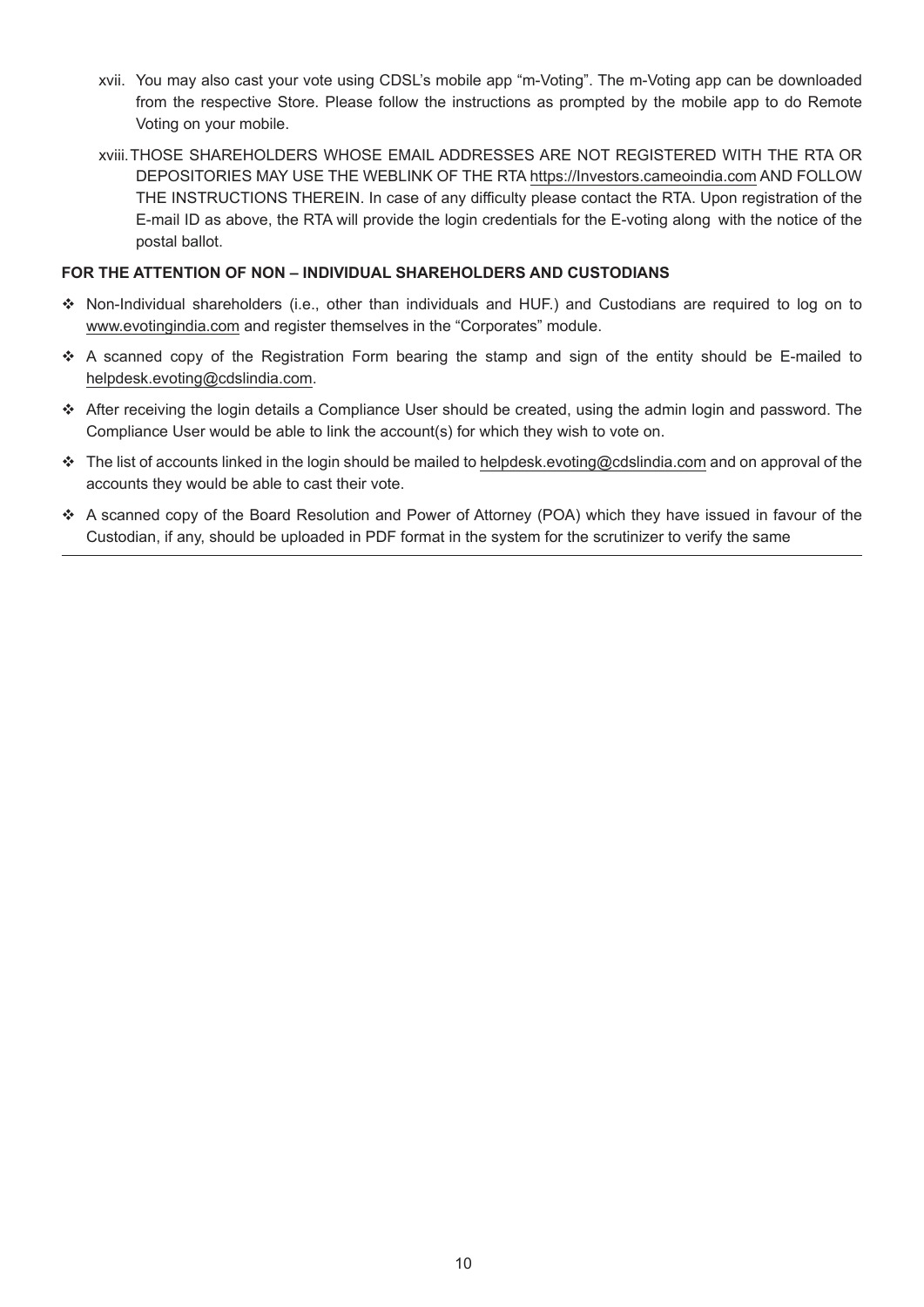xvii. You may also cast your vote using CDSL's mobile app "m-Voting". The m-Voting app can be downloaded from the respective Store. Please follow the instructions as prompted by the mobile app to do Remote Voting on your mobile.

xviii. THOSE SHAREHOLDERS WHOSE EMAIL ADDRESSES ARE NOT REGISTERED WITH THE RTA OR DEPOSITORIES MAY USE THE WEBLINK OF THE RTA https://Investors.cameoindia.com AND FOLLOW THE INSTRUCTIONS THEREIN. In case of any difficulty please contact the RTA. Upon registration of the E-mail ID as above, the RTA will provide the login credentials for the E-voting along with the notice of the postal ballot.

**FOR THE ATTENTION OF NON – INDIVIDUAL SHAREHOLDERS AND CUSTODIANS**

- Non-Individual shareholders (i.e., other than individuals and HUF.) and Custodians are required to log on to www.evotingindia.com and register themselves in the "Corporates" module.
- A scanned copy of the Registration Form bearing the stamp and sign of the entity should be E-mailed to helpdesk.evoting@cdslindia.com.
- After receiving the login details a Compliance User should be created, using the admin login and password. The Compliance User would be able to link the account(s) for which they wish to vote on.
- The list of accounts linked in the login should be mailed to helpdesk.evoting@cdslindia.com and on approval of the accounts they would be able to cast their vote.
- A scanned copy of the Board Resolution and Power of Attorney (POA) which they have issued in favour of the Custodian, if any, should be uploaded in PDF format in the system for the scrutinizer to verify the same